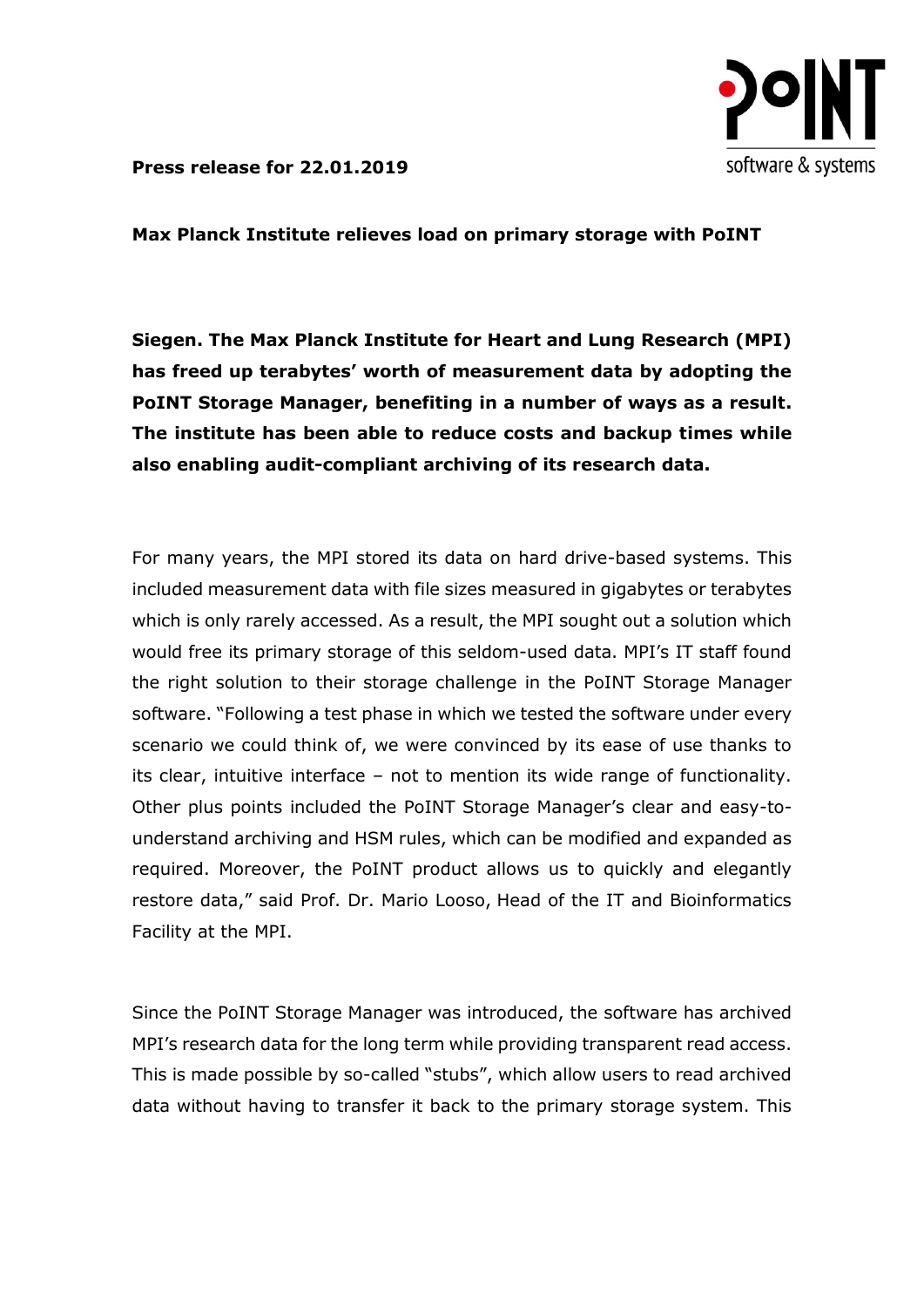**Press release for 22.01.2019**

# Max Planck Institute relieves load on primary storage with PoINT

**Siegen. The Max Planck Institute for Heart and Lung Research (MPI) has freed up terabytes' worth of measurement data by adopting the PoINT Storage Manager, benefiting in a number of ways as a result. The institute has been able to reduce costs and backup times while also enabling audit-compliant archiving of its research data.**

For many years, the MPI stored its data on hard drive-based systems. This included measurement data with file sizes measured in gigabytes or terabytes which is only rarely accessed. As a result, the MPI sought out a solution which would free its primary storage of this seldom-used data. MPI's IT staff found the right solution to their storage challenge in the PoINT Storage Manager software. "Following a test phase in which we tested the software under every scenario we could think of, we were convinced by its ease of use thanks to its clear, intuitive interface – not to mention its wide range of functionality. Other plus points included the PoINT Storage Manager's clear and easy-to-understand archiving and HSM rules, which can be modified and expanded as required. Moreover, the PoINT product allows us to quickly and elegantly restore data," said Prof. Dr. Mario Looso, Head of the IT and Bioinformatics Facility at the MPI.

Since the PoINT Storage Manager was introduced, the software has archived MPI's research data for the long term while providing transparent read access. This is made possible by so-called "stubs", which allow users to read archived data without having to transfer it back to the primary storage system. This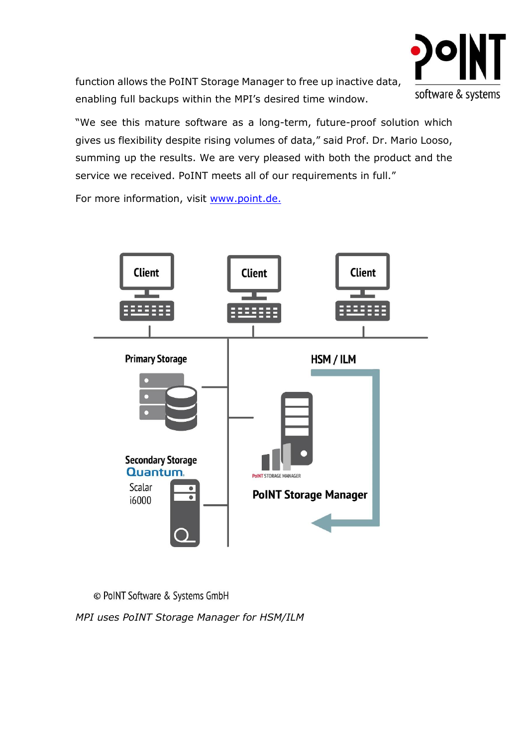function allows the PoINT Storage Manager to free up inactive data, enabling full backups within the MPI's desired time window.

"We see this mature software as a long-term, future-proof solution which gives us flexibility despite rising volumes of data," said Prof. Dr. Mario Looso, summing up the results. We are very pleased with both the product and the service we received. PoINT meets all of our requirements in full."

For more information, visit [www.point.de.](http://www.point.de)

© PoINT Software & Systems GmbH

*MPI uses PoINT Storage Manager for HSM/ILM*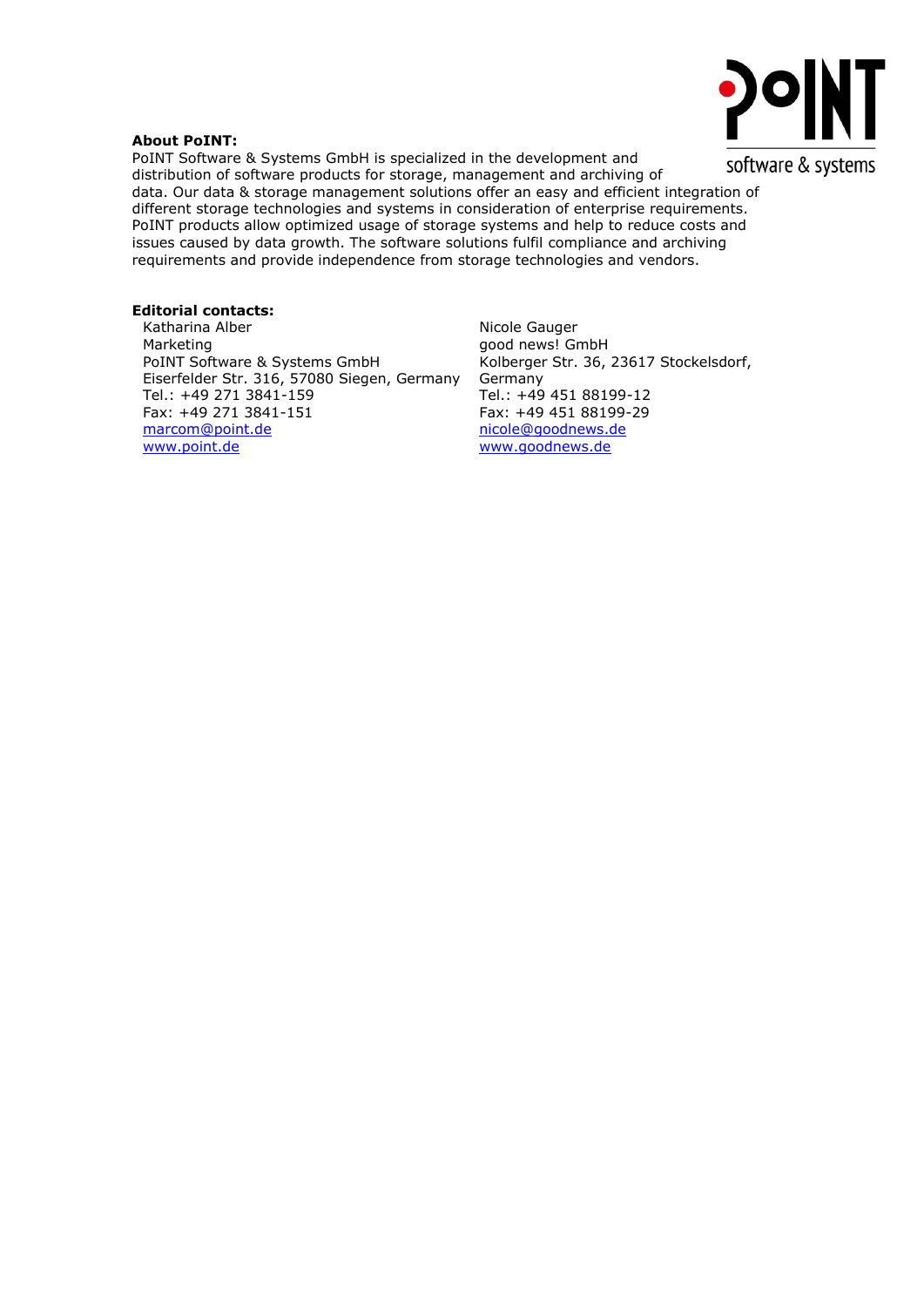**About PoINT:**
PoINT Software & Systems GmbH is specialized in the development and distribution of software products for storage, management and archiving of data. Our data & storage management solutions offer an easy and efficient integration of different storage technologies and systems in consideration of enterprise requirements. PoINT products allow optimized usage of storage systems and help to reduce costs and issues caused by data growth. The software solutions fulfil compliance and archiving requirements and provide independence from storage technologies and vendors.

**Editorial contacts:**

Katharina Alber
Marketing
PoINT Software & Systems GmbH
Eiserfelder Str. 316, 57080 Siegen, Germany
Tel.: +49 271 3841-159
Fax: +49 271 3841-151
marcom@point.de
www.point.de

Nicole Gauger
good news! GmbH
Kolberger Str. 36, 23617 Stockelsdorf, Germany
Tel.: +49 451 88199-12
Fax: +49 451 88199-29
nicole@goodnews.de
www.goodnews.de